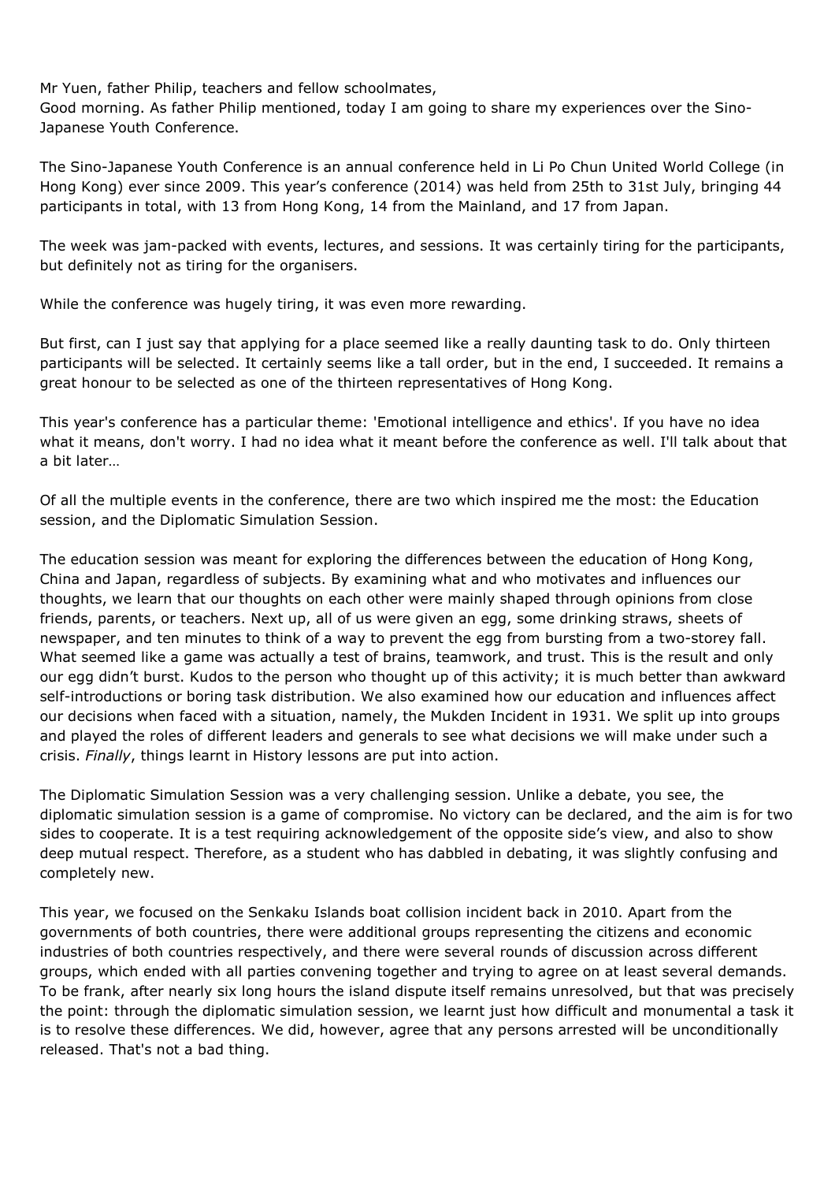Mr Yuen, father Philip, teachers and fellow schoolmates,
Good morning. As father Philip mentioned, today I am going to share my experiences over the Sino-Japanese Youth Conference.

The Sino-Japanese Youth Conference is an annual conference held in Li Po Chun United World College (in Hong Kong) ever since 2009. This year's conference (2014) was held from 25th to 31st July, bringing 44 participants in total, with 13 from Hong Kong, 14 from the Mainland, and 17 from Japan.

The week was jam-packed with events, lectures, and sessions. It was certainly tiring for the participants, but definitely not as tiring for the organisers.

While the conference was hugely tiring, it was even more rewarding.

But first, can I just say that applying for a place seemed like a really daunting task to do. Only thirteen participants will be selected. It certainly seems like a tall order, but in the end, I succeeded. It remains a great honour to be selected as one of the thirteen representatives of Hong Kong.

This year's conference has a particular theme: 'Emotional intelligence and ethics'. If you have no idea what it means, don't worry. I had no idea what it meant before the conference as well. I'll talk about that a bit later…

Of all the multiple events in the conference, there are two which inspired me the most: the Education session, and the Diplomatic Simulation Session.

The education session was meant for exploring the differences between the education of Hong Kong, China and Japan, regardless of subjects. By examining what and who motivates and influences our thoughts, we learn that our thoughts on each other were mainly shaped through opinions from close friends, parents, or teachers. Next up, all of us were given an egg, some drinking straws, sheets of newspaper, and ten minutes to think of a way to prevent the egg from bursting from a two-storey fall. What seemed like a game was actually a test of brains, teamwork, and trust. This is the result and only our egg didn't burst. Kudos to the person who thought up of this activity; it is much better than awkward self-introductions or boring task distribution. We also examined how our education and influences affect our decisions when faced with a situation, namely, the Mukden Incident in 1931. We split up into groups and played the roles of different leaders and generals to see what decisions we will make under such a crisis. *Finally*, things learnt in History lessons are put into action.

The Diplomatic Simulation Session was a very challenging session. Unlike a debate, you see, the diplomatic simulation session is a game of compromise. No victory can be declared, and the aim is for two sides to cooperate. It is a test requiring acknowledgement of the opposite side's view, and also to show deep mutual respect. Therefore, as a student who has dabbled in debating, it was slightly confusing and completely new.

This year, we focused on the Senkaku Islands boat collision incident back in 2010. Apart from the governments of both countries, there were additional groups representing the citizens and economic industries of both countries respectively, and there were several rounds of discussion across different groups, which ended with all parties convening together and trying to agree on at least several demands. To be frank, after nearly six long hours the island dispute itself remains unresolved, but that was precisely the point: through the diplomatic simulation session, we learnt just how difficult and monumental a task it is to resolve these differences. We did, however, agree that any persons arrested will be unconditionally released. That's not a bad thing.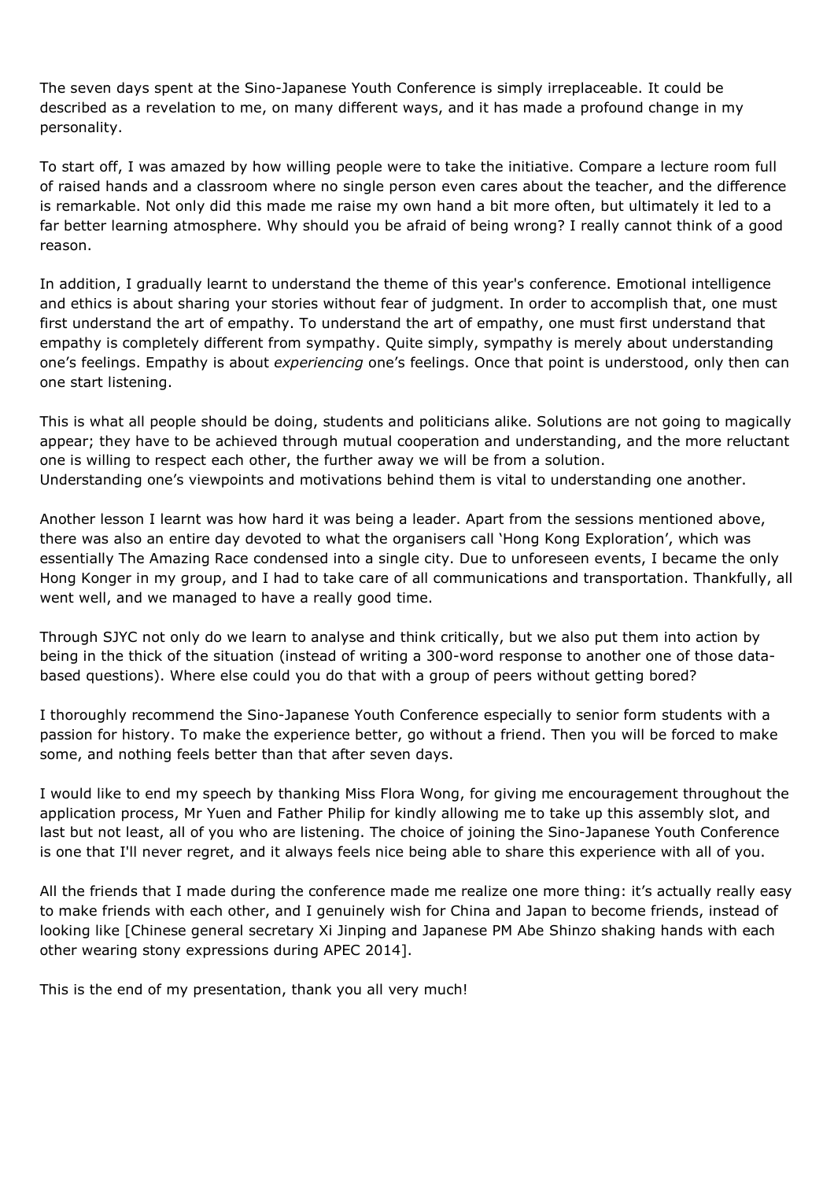The seven days spent at the Sino-Japanese Youth Conference is simply irreplaceable. It could be described as a revelation to me, on many different ways, and it has made a profound change in my personality.

To start off, I was amazed by how willing people were to take the initiative. Compare a lecture room full of raised hands and a classroom where no single person even cares about the teacher, and the difference is remarkable. Not only did this made me raise my own hand a bit more often, but ultimately it led to a far better learning atmosphere. Why should you be afraid of being wrong? I really cannot think of a good reason.

In addition, I gradually learnt to understand the theme of this year's conference. Emotional intelligence and ethics is about sharing your stories without fear of judgment. In order to accomplish that, one must first understand the art of empathy. To understand the art of empathy, one must first understand that empathy is completely different from sympathy. Quite simply, sympathy is merely about understanding one's feelings. Empathy is about *experiencing* one's feelings. Once that point is understood, only then can one start listening.

This is what all people should be doing, students and politicians alike. Solutions are not going to magically appear; they have to be achieved through mutual cooperation and understanding, and the more reluctant one is willing to respect each other, the further away we will be from a solution.
Understanding one's viewpoints and motivations behind them is vital to understanding one another.

Another lesson I learnt was how hard it was being a leader. Apart from the sessions mentioned above, there was also an entire day devoted to what the organisers call 'Hong Kong Exploration', which was essentially The Amazing Race condensed into a single city. Due to unforeseen events, I became the only Hong Konger in my group, and I had to take care of all communications and transportation. Thankfully, all went well, and we managed to have a really good time.

Through SJYC not only do we learn to analyse and think critically, but we also put them into action by being in the thick of the situation (instead of writing a 300-word response to another one of those data-based questions). Where else could you do that with a group of peers without getting bored?

I thoroughly recommend the Sino-Japanese Youth Conference especially to senior form students with a passion for history. To make the experience better, go without a friend. Then you will be forced to make some, and nothing feels better than that after seven days.

I would like to end my speech by thanking Miss Flora Wong, for giving me encouragement throughout the application process, Mr Yuen and Father Philip for kindly allowing me to take up this assembly slot, and last but not least, all of you who are listening. The choice of joining the Sino-Japanese Youth Conference is one that I'll never regret, and it always feels nice being able to share this experience with all of you.

All the friends that I made during the conference made me realize one more thing: it's actually really easy to make friends with each other, and I genuinely wish for China and Japan to become friends, instead of looking like [Chinese general secretary Xi Jinping and Japanese PM Abe Shinzo shaking hands with each other wearing stony expressions during APEC 2014].

This is the end of my presentation, thank you all very much!